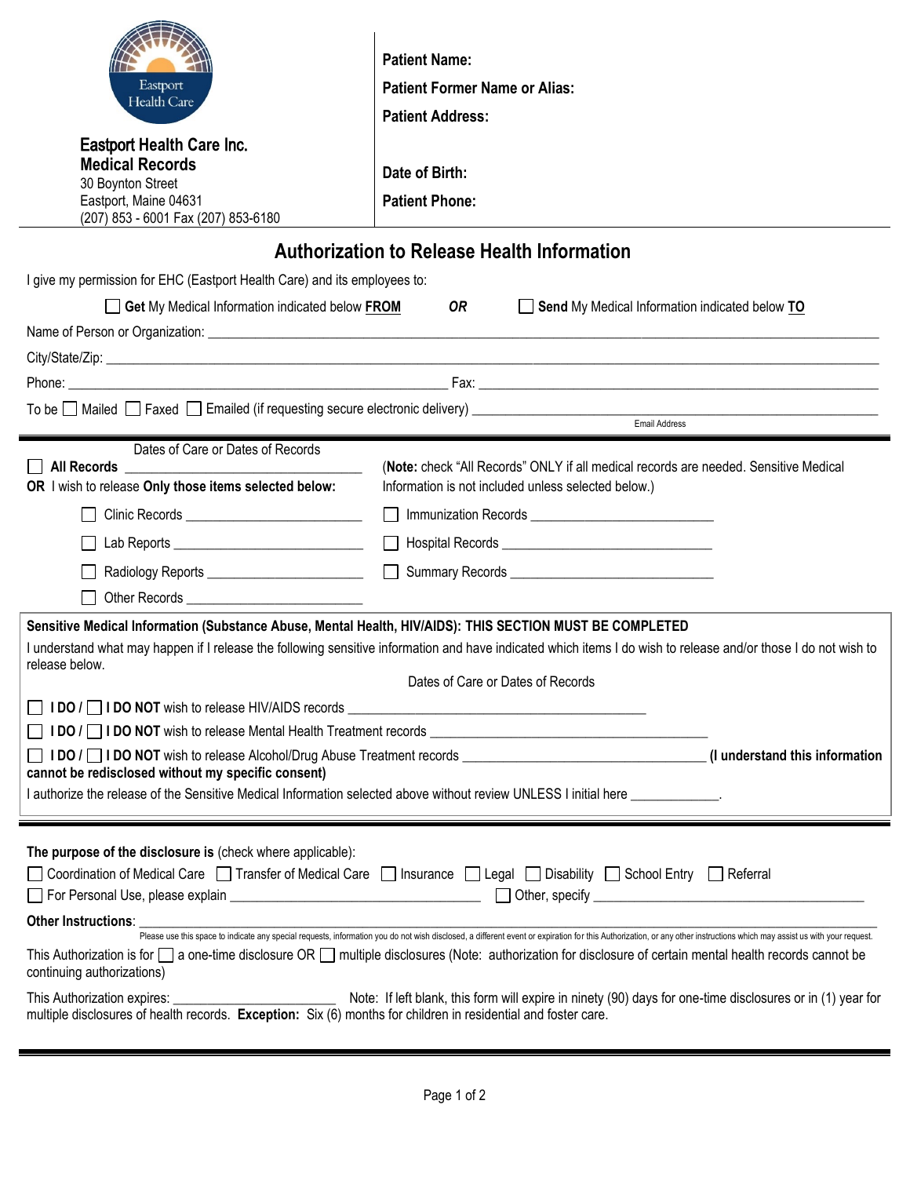Eastport Health Care

**Eastport Health Care Inc.**
**Medical Records**
30 Boynton Street
Eastport, Maine 04631
(207) 853 - 6001 Fax (207) 853-6180

**Patient Name:**

**Patient Former Name or Alias:**

**Patient Address:**

**Date of Birth:**

**Patient Phone:**

# Authorization to Release Health Information

I give my permission for EHC (Eastport Health Care) and its employees to:

☐ **Get** My Medical Information indicated below **FROM** ***OR*** ☐ **Send** My Medical Information indicated below **TO**

Name of Person or Organization: ______________________________________________

City/State/Zip: ______________________________________________

Phone: ______________________________ Fax: ______________________________

To be ☐ Mailed ☐ Faxed ☐ Emailed (if requesting secure electronic delivery) ______________________________
Email Address

---

Dates of Care or Dates of Records

☐ **All Records** ______________________

(**Note:** check "All Records" ONLY if all medical records are needed. Sensitive Medical Information is not included unless selected below.)

**OR** I wish to release **Only those items selected below:**

- ☐ Clinic Records ______________________
- ☐ Immunization Records ______________________
- ☐ Lab Reports ______________________
- ☐ Hospital Records ______________________
- ☐ Radiology Reports ______________________
- ☐ Summary Records ______________________
- ☐ Other Records ______________________

**Sensitive Medical Information (Substance Abuse, Mental Health, HIV/AIDS): THIS SECTION MUST BE COMPLETED**

I understand what may happen if I release the following sensitive information and have indicated which items I do wish to release and/or those I do not wish to release below.

Dates of Care or Dates of Records

☐ **I DO** / ☐ **I DO NOT** wish to release HIV/AIDS records ______________________

☐ **I DO** / ☐ **I DO NOT** wish to release Mental Health Treatment records ______________________

☐ **I DO** / ☐ **I DO NOT** wish to release Alcohol/Drug Abuse Treatment records ______________________ **(I understand this information cannot be redisclosed without my specific consent)**

I authorize the release of the Sensitive Medical Information selected above without review UNLESS I initial here ____________.

---

**The purpose of the disclosure is** (check where applicable):

☐ Coordination of Medical Care ☐ Transfer of Medical Care ☐ Insurance ☐ Legal ☐ Disability ☐ School Entry ☐ Referral

☐ For Personal Use, please explain ______________________ ☐ Other, specify ______________________

**Other Instructions**: ______________________________________________

Please use this space to indicate any special requests, information you do not wish disclosed, a different event or expiration for this Authorization, or any other instructions which may assist us with your request.

This Authorization is for ☐ a one-time disclosure OR ☐ multiple disclosures (Note: authorization for disclosure of certain mental health records cannot be continuing authorizations)

This Authorization expires: ______________________ Note: If left blank, this form will expire in ninety (90) days for one-time disclosures or in (1) year for multiple disclosures of health records. **Exception:** Six (6) months for children in residential and foster care.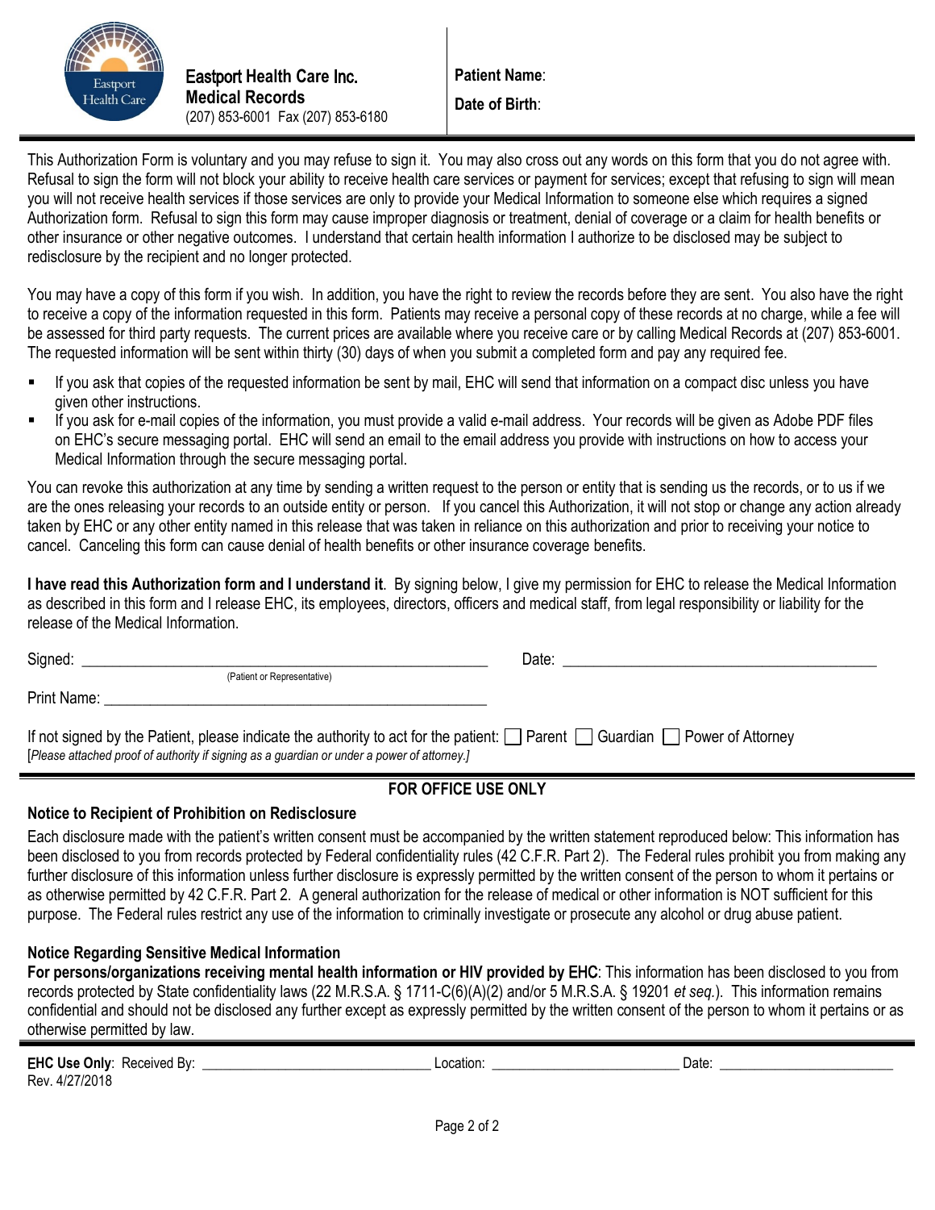**Eastport Health Care Inc.**
**Medical Records**
(207) 853-6001 Fax (207) 853-6180

**Patient Name**:

**Date of Birth**:

This Authorization Form is voluntary and you may refuse to sign it. You may also cross out any words on this form that you do not agree with. Refusal to sign the form will not block your ability to receive health care services or payment for services; except that refusing to sign will mean you will not receive health services if those services are only to provide your Medical Information to someone else which requires a signed Authorization form. Refusal to sign this form may cause improper diagnosis or treatment, denial of coverage or a claim for health benefits or other insurance or other negative outcomes. I understand that certain health information I authorize to be disclosed may be subject to redisclosure by the recipient and no longer protected.

You may have a copy of this form if you wish. In addition, you have the right to review the records before they are sent. You also have the right to receive a copy of the information requested in this form. Patients may receive a personal copy of these records at no charge, while a fee will be assessed for third party requests. The current prices are available where you receive care or by calling Medical Records at (207) 853-6001. The requested information will be sent within thirty (30) days of when you submit a completed form and pay any required fee.

- If you ask that copies of the requested information be sent by mail, EHC will send that information on a compact disc unless you have given other instructions.
- If you ask for e-mail copies of the information, you must provide a valid e-mail address. Your records will be given as Adobe PDF files on EHC's secure messaging portal. EHC will send an email to the email address you provide with instructions on how to access your Medical Information through the secure messaging portal.

You can revoke this authorization at any time by sending a written request to the person or entity that is sending us the records, or to us if we are the ones releasing your records to an outside entity or person. If you cancel this Authorization, it will not stop or change any action already taken by EHC or any other entity named in this release that was taken in reliance on this authorization and prior to receiving your notice to cancel. Canceling this form can cause denial of health benefits or other insurance coverage benefits.

**I have read this Authorization form and I understand it**. By signing below, I give my permission for EHC to release the Medical Information as described in this form and I release EHC, its employees, directors, officers and medical staff, from legal responsibility or liability for the release of the Medical Information.

Signed: ____________________________________________ Date: ____________________________________
(Patient or Representative)

Print Name: ____________________________________________

If not signed by the Patient, please indicate the authority to act for the patient: ☐ Parent ☐ Guardian ☐ Power of Attorney
[*Please attached proof of authority if signing as a guardian or under a power of attorney.]*

**FOR OFFICE USE ONLY**

**Notice to Recipient of Prohibition on Redisclosure**

Each disclosure made with the patient's written consent must be accompanied by the written statement reproduced below: This information has been disclosed to you from records protected by Federal confidentiality rules (42 C.F.R. Part 2). The Federal rules prohibit you from making any further disclosure of this information unless further disclosure is expressly permitted by the written consent of the person to whom it pertains or as otherwise permitted by 42 C.F.R. Part 2. A general authorization for the release of medical or other information is NOT sufficient for this purpose. The Federal rules restrict any use of the information to criminally investigate or prosecute any alcohol or drug abuse patient.

**Notice Regarding Sensitive Medical Information**

**For persons/organizations receiving mental health information or HIV provided by EHC**: This information has been disclosed to you from records protected by State confidentiality laws (22 M.R.S.A. § 1711-C(6)(A)(2) and/or 5 M.R.S.A. § 19201 *et seq.*). This information remains confidential and should not be disclosed any further except as expressly permitted by the written consent of the person to whom it pertains or as otherwise permitted by law.

**EHC Use Only**: Received By: ______________________________ Location: ________________________ Date: ______________________

Rev. 4/27/2018